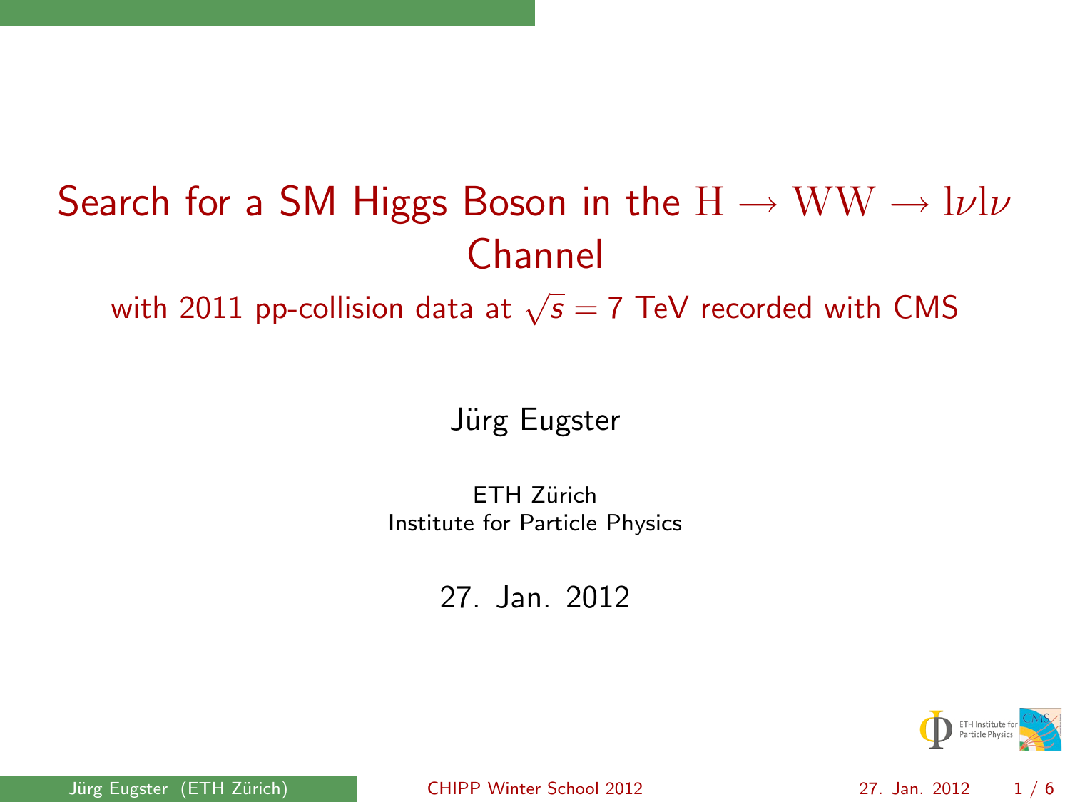# Search for a SM Higgs Boson in the $\mathrm{H} \rightarrow \mathrm{WW} \rightarrow \mathrm{l}\nu\mathrm{l}\nu$ Channel

## with 2011 pp-collision data at $\sqrt{s} = 7$ TeV recorded with CMS

Jürg Eugster

ETH Zürich
Institute for Particle Physics

27. Jan. 2012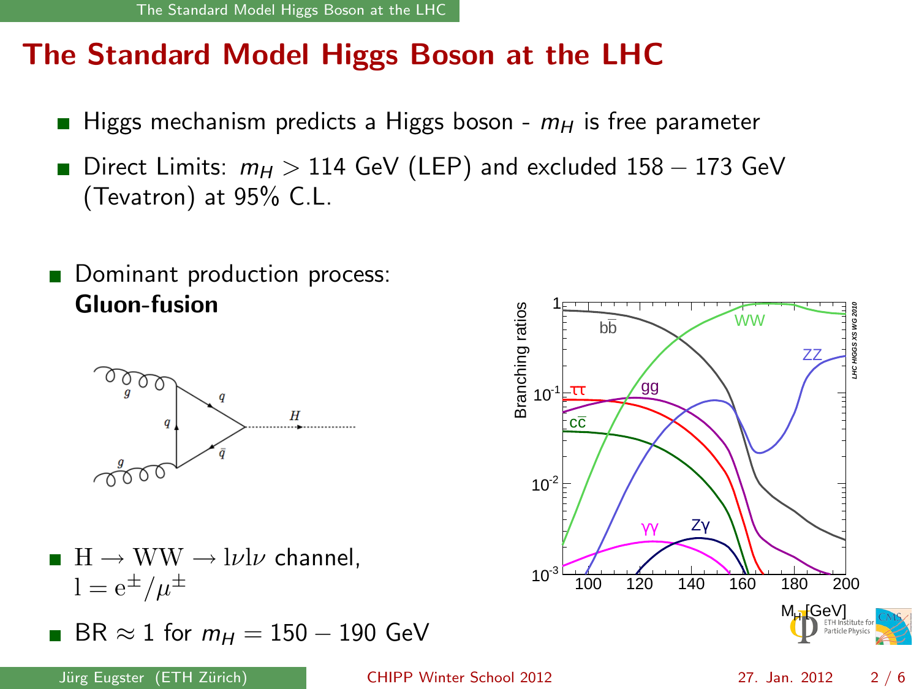# The Standard Model Higgs Boson at the LHC

- Higgs mechanism predicts a Higgs boson - $m_H$ is free parameter
- Direct Limits: $m_H > 114$ GeV (LEP) and excluded $158 - 173$ GeV (Tevatron) at 95% C.L.

- Dominant production process: **Gluon-fusion**

- $\mathrm{H} \rightarrow \mathrm{WW} \rightarrow \mathrm{l}\nu\mathrm{l}\nu$ channel, $\mathrm{l} = \mathrm{e}^{\pm}/\mu^{\pm}$
- BR $\approx 1$ for $m_H = 150 - 190$ GeV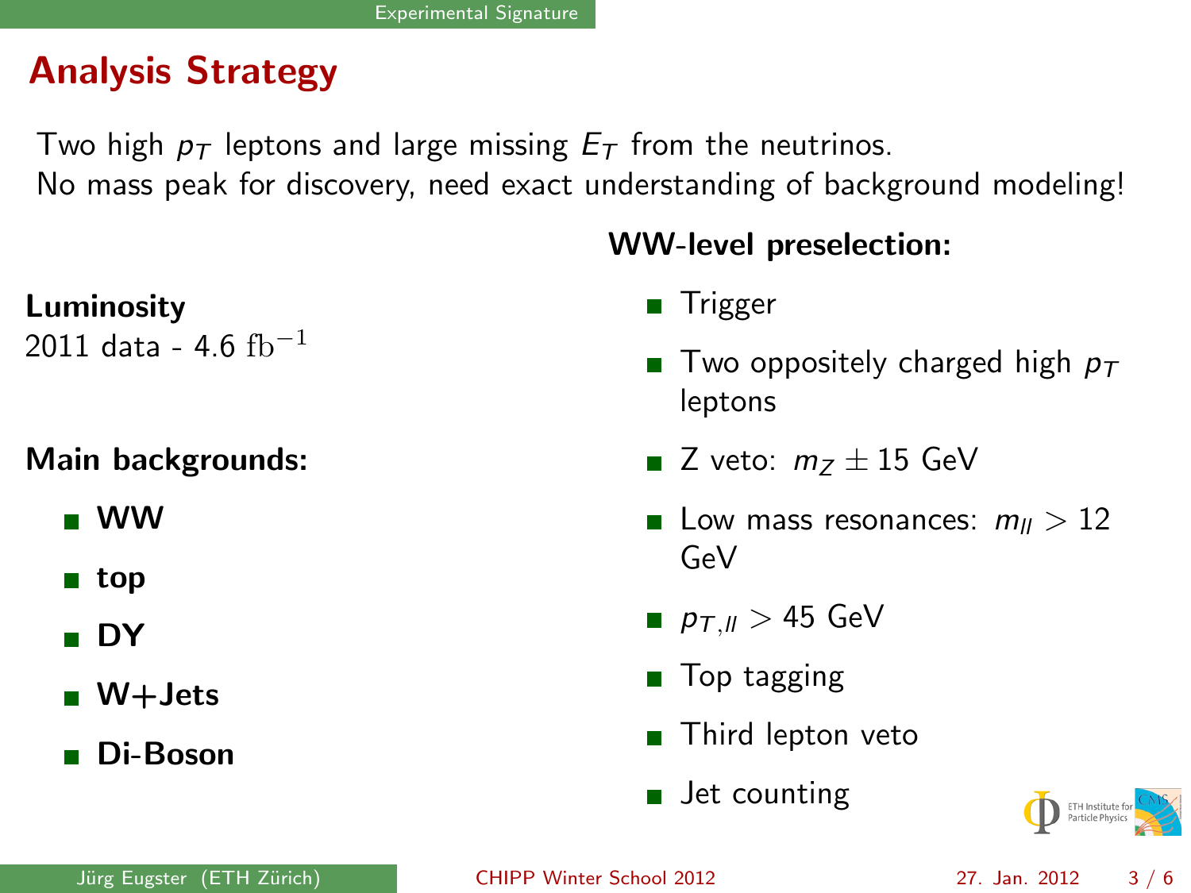# Analysis Strategy

Two high $p_T$ leptons and large missing $E_T$ from the neutrinos.
No mass peak for discovery, need exact understanding of background modeling!

**Luminosity**
2011 data - 4.6 $\mathrm{fb}^{-1}$

**Main backgrounds:**

- **WW**
- **top**
- **DY**
- **W+Jets**
- **Di-Boson**

**WW-level preselection:**

- Trigger
- Two oppositely charged high $p_T$ leptons
- Z veto: $m_Z \pm 15$ GeV
- Low mass resonances: $m_{ll} > 12$ GeV
- $p_{T,ll} > 45$ GeV
- Top tagging
- Third lepton veto
- Jet counting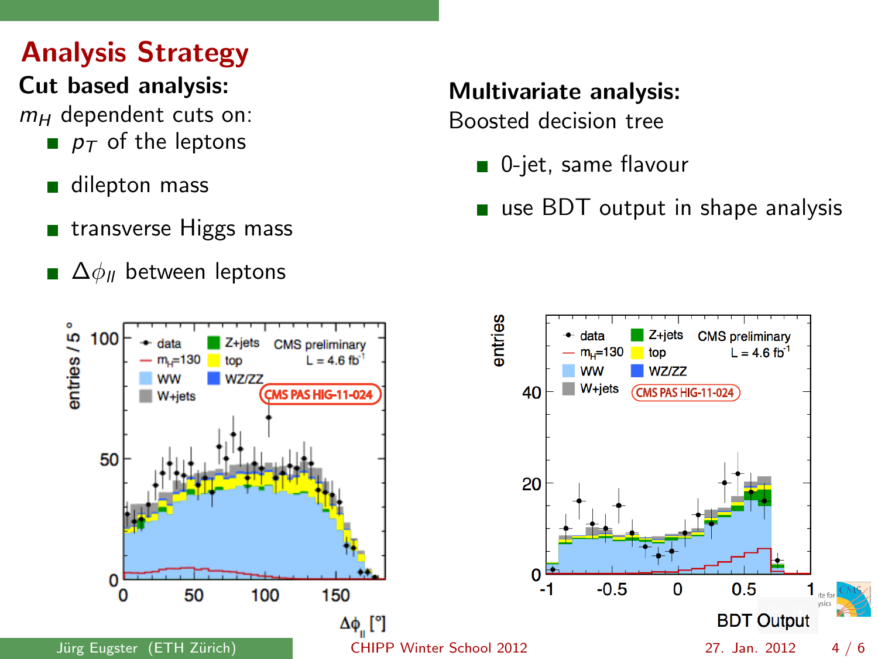# Analysis Strategy

**Cut based analysis:**

$m_H$ dependent cuts on:

- $p_T$ of the leptons
- dilepton mass
- transverse Higgs mass
- $\Delta\phi_{ll}$ between leptons

**Multivariate analysis:**

Boosted decision tree

- 0-jet, same flavour
- use BDT output in shape analysis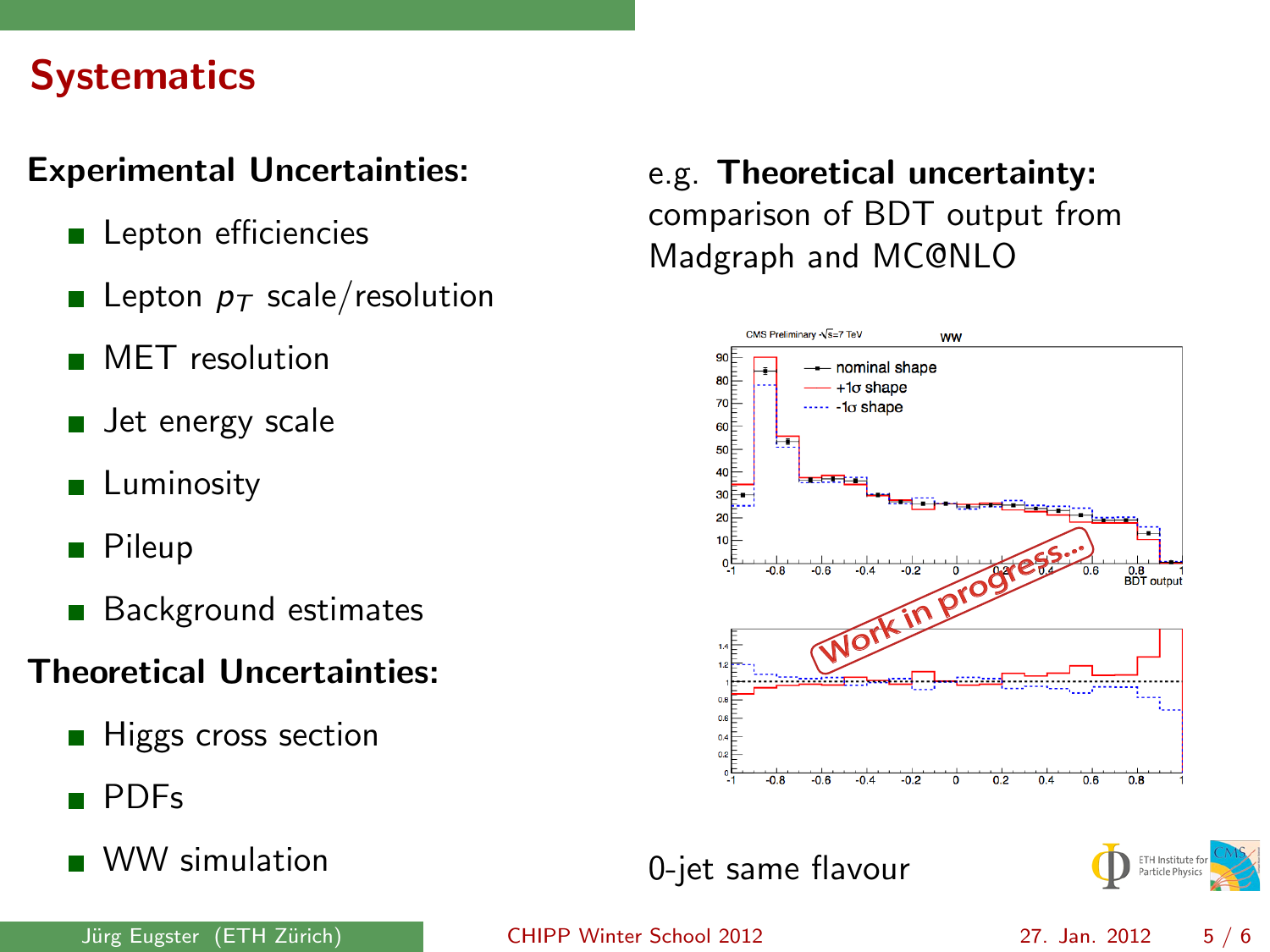# Systematics

**Experimental Uncertainties:**

- Lepton efficiencies
- Lepton $p_T$ scale/resolution
- MET resolution
- Jet energy scale
- Luminosity
- Pileup
- Background estimates

**Theoretical Uncertainties:**

- Higgs cross section
- PDFs
- WW simulation

e.g. **Theoretical uncertainty:** comparison of BDT output from Madgraph and MC@NLO

0-jet same flavour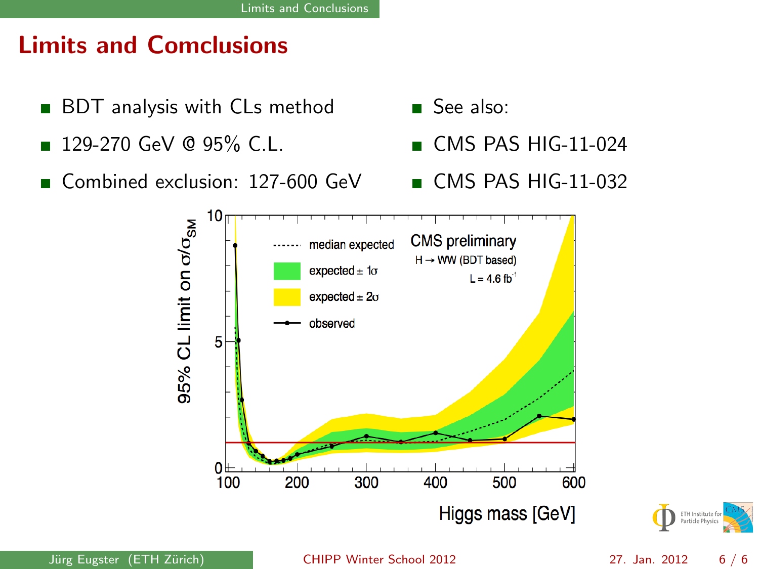# Limits and Comclusions

- BDT analysis with CLs method
- 129-270 GeV @ 95% C.L.
- Combined exclusion: 127-600 GeV

- See also:
- CMS PAS HIG-11-024
- CMS PAS HIG-11-032

95% CL limit on $\sigma/\sigma_{SM}$

10

5

0

100

200

300

400

500

600

Higgs mass [GeV]

median expected

expected $\pm$ $1\sigma$

expected $\pm$ $2\sigma$

observed

CMS preliminary

$H \rightarrow WW$ (BDT based)

$L = 4.6\ fb^{-1}$